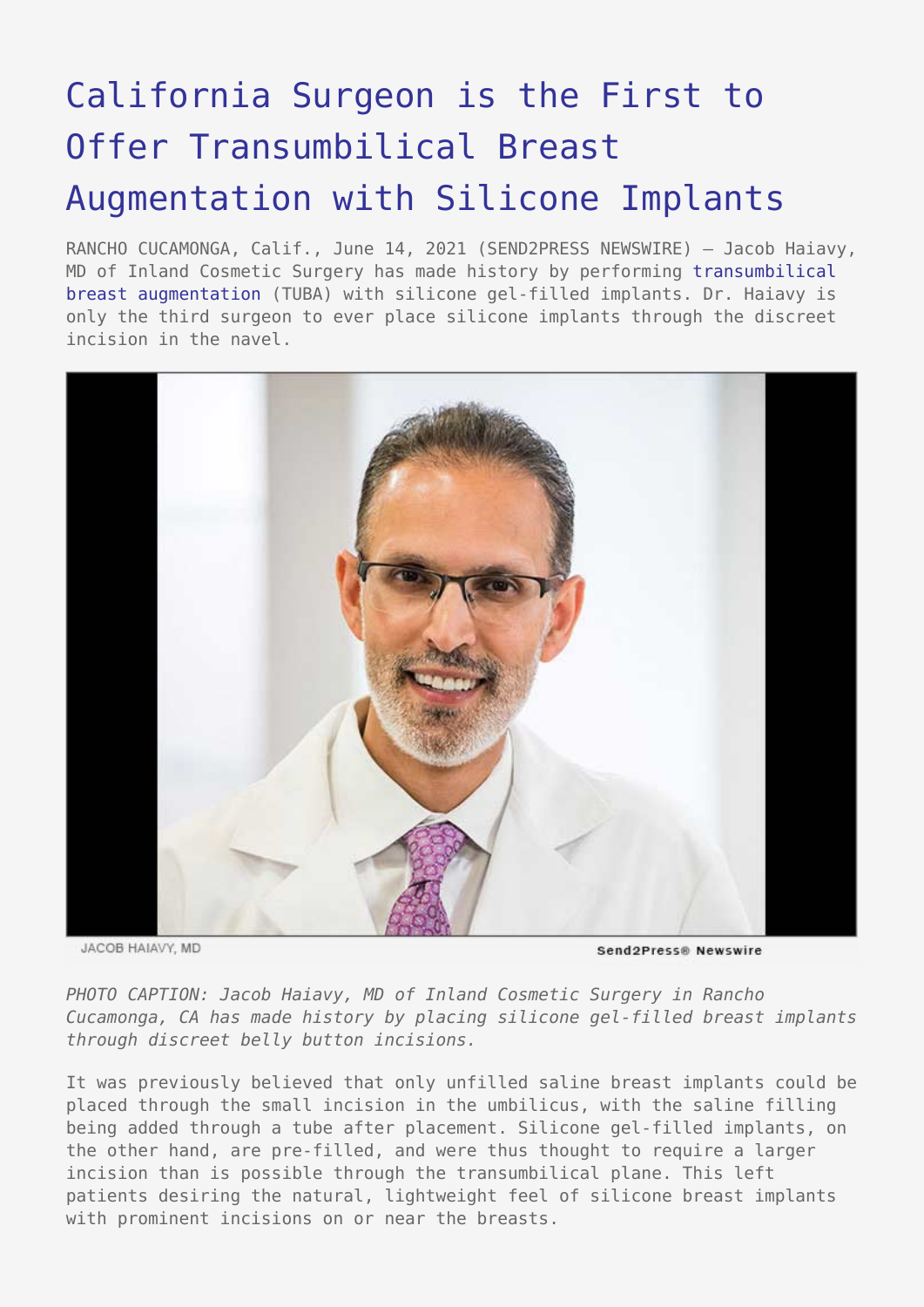# California Surgeon is the First to Offer Transumbilical Breast Augmentation with Silicone Implants

RANCHO CUCAMONGA, Calif., June 14, 2021 (SEND2PRESS NEWSWIRE) — Jacob Haiavy, MD of Inland Cosmetic Surgery has made history by performing transumbilical breast augmentation (TUBA) with silicone gel-filled implants. Dr. Haiavy is only the third surgeon to ever place silicone implants through the discreet incision in the navel.

JACOB HAIAVY, MD

Send2Press® Newswire

*PHOTO CAPTION: Jacob Haiavy, MD of Inland Cosmetic Surgery in Rancho Cucamonga, CA has made history by placing silicone gel-filled breast implants through discreet belly button incisions.*

It was previously believed that only unfilled saline breast implants could be placed through the small incision in the umbilicus, with the saline filling being added through a tube after placement. Silicone gel-filled implants, on the other hand, are pre-filled, and were thus thought to require a larger incision than is possible through the transumbilical plane. This left patients desiring the natural, lightweight feel of silicone breast implants with prominent incisions on or near the breasts.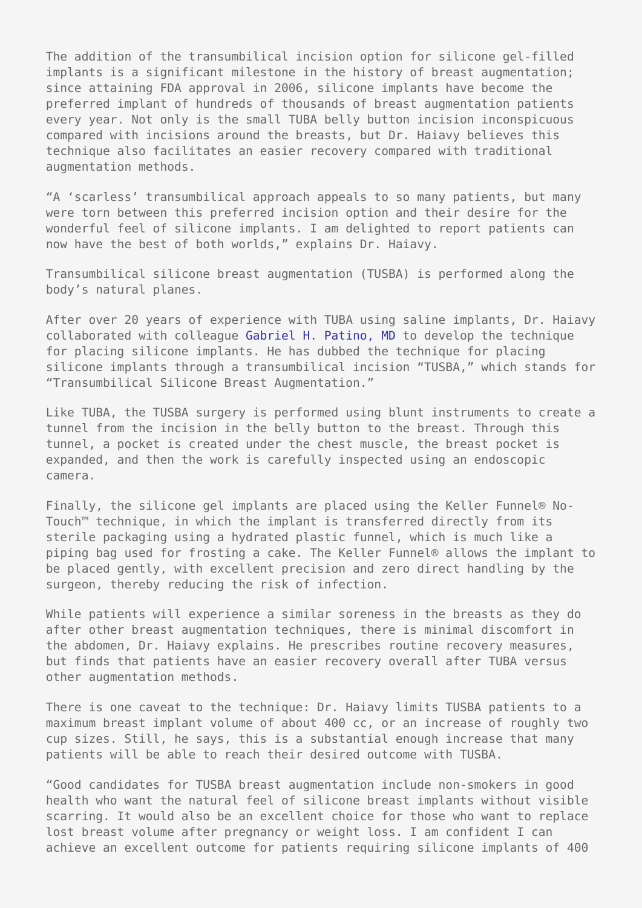The addition of the transumbilical incision option for silicone gel-filled implants is a significant milestone in the history of breast augmentation; since attaining FDA approval in 2006, silicone implants have become the preferred implant of hundreds of thousands of breast augmentation patients every year. Not only is the small TUBA belly button incision inconspicuous compared with incisions around the breasts, but Dr. Haiavy believes this technique also facilitates an easier recovery compared with traditional augmentation methods.

"A 'scarless' transumbilical approach appeals to so many patients, but many were torn between this preferred incision option and their desire for the wonderful feel of silicone implants. I am delighted to report patients can now have the best of both worlds," explains Dr. Haiavy.

Transumbilical silicone breast augmentation (TUSBA) is performed along the body's natural planes.

After over 20 years of experience with TUBA using saline implants, Dr. Haiavy collaborated with colleague Gabriel H. Patino, MD to develop the technique for placing silicone implants. He has dubbed the technique for placing silicone implants through a transumbilical incision "TUSBA," which stands for "Transumbilical Silicone Breast Augmentation."

Like TUBA, the TUSBA surgery is performed using blunt instruments to create a tunnel from the incision in the belly button to the breast. Through this tunnel, a pocket is created under the chest muscle, the breast pocket is expanded, and then the work is carefully inspected using an endoscopic camera.

Finally, the silicone gel implants are placed using the Keller Funnel® No-Touch™ technique, in which the implant is transferred directly from its sterile packaging using a hydrated plastic funnel, which is much like a piping bag used for frosting a cake. The Keller Funnel® allows the implant to be placed gently, with excellent precision and zero direct handling by the surgeon, thereby reducing the risk of infection.

While patients will experience a similar soreness in the breasts as they do after other breast augmentation techniques, there is minimal discomfort in the abdomen, Dr. Haiavy explains. He prescribes routine recovery measures, but finds that patients have an easier recovery overall after TUBA versus other augmentation methods.

There is one caveat to the technique: Dr. Haiavy limits TUSBA patients to a maximum breast implant volume of about 400 cc, or an increase of roughly two cup sizes. Still, he says, this is a substantial enough increase that many patients will be able to reach their desired outcome with TUSBA.

"Good candidates for TUSBA breast augmentation include non-smokers in good health who want the natural feel of silicone breast implants without visible scarring. It would also be an excellent choice for those who want to replace lost breast volume after pregnancy or weight loss. I am confident I can achieve an excellent outcome for patients requiring silicone implants of 400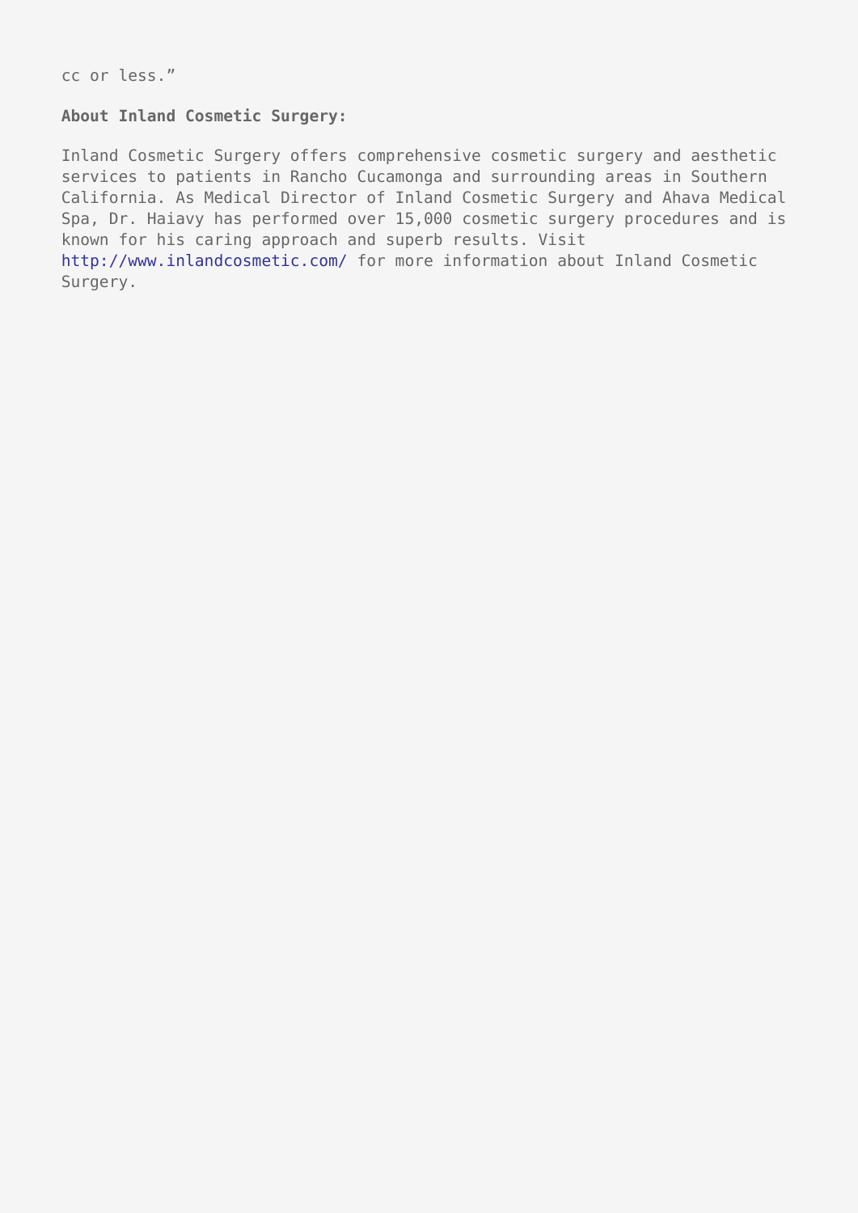cc or less."

**About Inland Cosmetic Surgery:**

Inland Cosmetic Surgery offers comprehensive cosmetic surgery and aesthetic services to patients in Rancho Cucamonga and surrounding areas in Southern California. As Medical Director of Inland Cosmetic Surgery and Ahava Medical Spa, Dr. Haiavy has performed over 15,000 cosmetic surgery procedures and is known for his caring approach and superb results. Visit http://www.inlandcosmetic.com/ for more information about Inland Cosmetic Surgery.